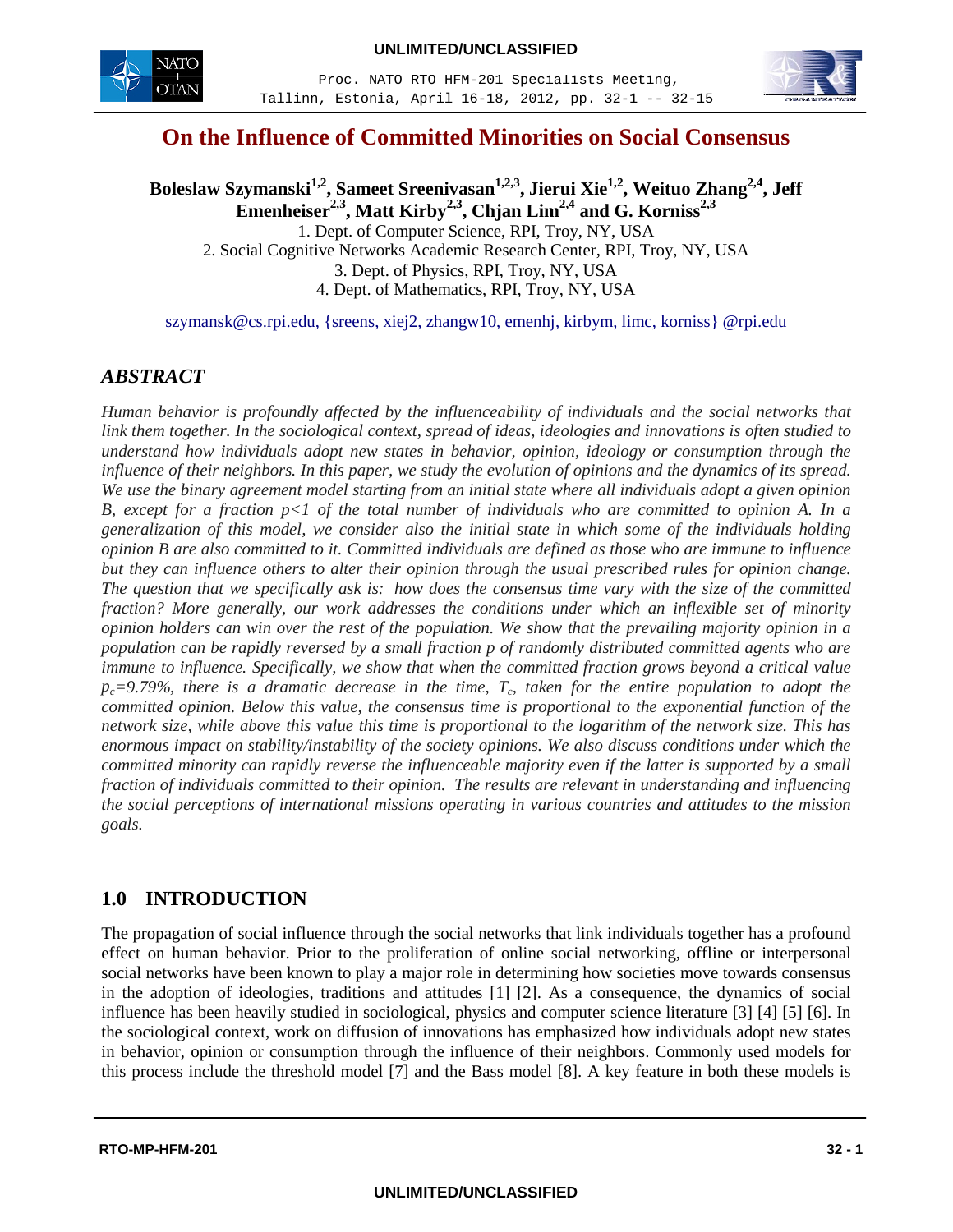# On the Influence of Committed Minorities on Social Consensus

**Boleslaw Szymanski[1,2], Sameet Sreenivasan[1,2,3], Jierui Xie[1,2], Weituo Zhang[2,4], Jeff Emenheiser[2,3], Matt Kirby[2,3], Chjan Lim[2,4] and G. Korniss[2,3]**

1. Dept. of Computer Science, RPI, Troy, NY, USA
2. Social Cognitive Networks Academic Research Center, RPI, Troy, NY, USA
3. Dept. of Physics, RPI, Troy, NY, USA
4. Dept. of Mathematics, RPI, Troy, NY, USA

szymansk@cs.rpi.edu, {sreens, xiej2, zhangw10, emenhj, kirbym, limc, korniss} @rpi.edu

## *ABSTRACT*

*Human behavior is profoundly affected by the influenceability of individuals and the social networks that link them together. In the sociological context, spread of ideas, ideologies and innovations is often studied to understand how individuals adopt new states in behavior, opinion, ideology or consumption through the influence of their neighbors. In this paper, we study the evolution of opinions and the dynamics of its spread. We use the binary agreement model starting from an initial state where all individuals adopt a given opinion B, except for a fraction $p<1$ of the total number of individuals who are committed to opinion A. In a generalization of this model, we consider also the initial state in which some of the individuals holding opinion B are also committed to it. Committed individuals are defined as those who are immune to influence but they can influence others to alter their opinion through the usual prescribed rules for opinion change. The question that we specifically ask is: how does the consensus time vary with the size of the committed fraction? More generally, our work addresses the conditions under which an inflexible set of minority opinion holders can win over the rest of the population. We show that the prevailing majority opinion in a population can be rapidly reversed by a small fraction p of randomly distributed committed agents who are immune to influence. Specifically, we show that when the committed fraction grows beyond a critical value $p_c$=9.79%, there is a dramatic decrease in the time, $T_c$, taken for the entire population to adopt the committed opinion. Below this value, the consensus time is proportional to the exponential function of the network size, while above this value this time is proportional to the logarithm of the network size. This has enormous impact on stability/instability of the society opinions. We also discuss conditions under which the committed minority can rapidly reverse the influenceable majority even if the latter is supported by a small fraction of individuals committed to their opinion. The results are relevant in understanding and influencing the social perceptions of international missions operating in various countries and attitudes to the mission goals.*

## 1.0 INTRODUCTION

The propagation of social influence through the social networks that link individuals together has a profound effect on human behavior. Prior to the proliferation of online social networking, offline or interpersonal social networks have been known to play a major role in determining how societies move towards consensus in the adoption of ideologies, traditions and attitudes [1] [2]. As a consequence, the dynamics of social influence has been heavily studied in sociological, physics and computer science literature [3] [4] [5] [6]. In the sociological context, work on diffusion of innovations has emphasized how individuals adopt new states in behavior, opinion or consumption through the influence of their neighbors. Commonly used models for this process include the threshold model [7] and the Bass model [8]. A key feature in both these models is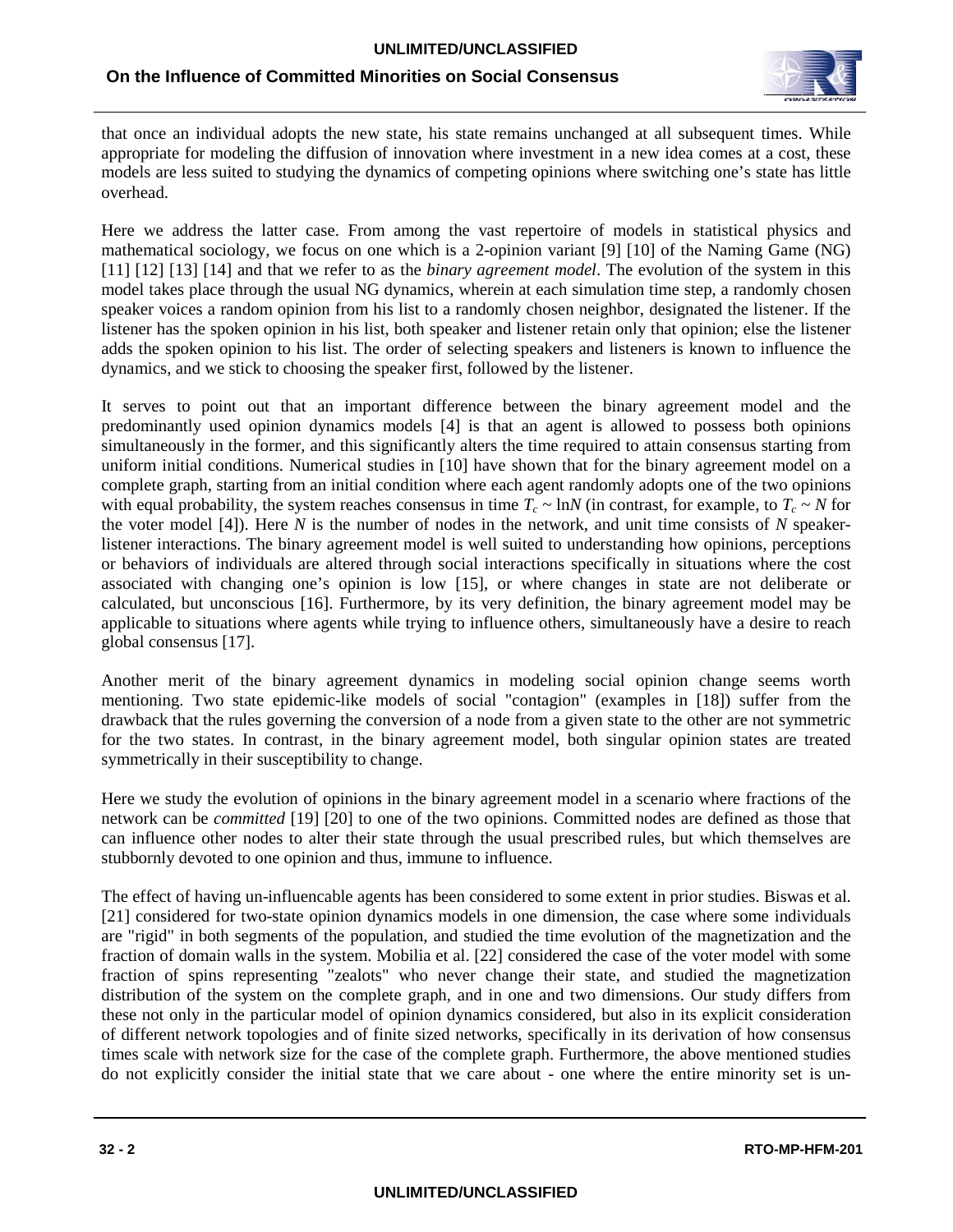that once an individual adopts the new state, his state remains unchanged at all subsequent times. While appropriate for modeling the diffusion of innovation where investment in a new idea comes at a cost, these models are less suited to studying the dynamics of competing opinions where switching one's state has little overhead.

Here we address the latter case. From among the vast repertoire of models in statistical physics and mathematical sociology, we focus on one which is a 2-opinion variant [9] [10] of the Naming Game (NG) [11] [12] [13] [14] and that we refer to as the *binary agreement model*. The evolution of the system in this model takes place through the usual NG dynamics, wherein at each simulation time step, a randomly chosen speaker voices a random opinion from his list to a randomly chosen neighbor, designated the listener. If the listener has the spoken opinion in his list, both speaker and listener retain only that opinion; else the listener adds the spoken opinion to his list. The order of selecting speakers and listeners is known to influence the dynamics, and we stick to choosing the speaker first, followed by the listener.

It serves to point out that an important difference between the binary agreement model and the predominantly used opinion dynamics models [4] is that an agent is allowed to possess both opinions simultaneously in the former, and this significantly alters the time required to attain consensus starting from uniform initial conditions. Numerical studies in [10] have shown that for the binary agreement model on a complete graph, starting from an initial condition where each agent randomly adopts one of the two opinions with equal probability, the system reaches consensus in time $T_c \sim \ln N$ (in contrast, for example, to $T_c \sim N$ for the voter model [4]). Here $N$ is the number of nodes in the network, and unit time consists of $N$ speaker-listener interactions. The binary agreement model is well suited to understanding how opinions, perceptions or behaviors of individuals are altered through social interactions specifically in situations where the cost associated with changing one's opinion is low [15], or where changes in state are not deliberate or calculated, but unconscious [16]. Furthermore, by its very definition, the binary agreement model may be applicable to situations where agents while trying to influence others, simultaneously have a desire to reach global consensus [17].

Another merit of the binary agreement dynamics in modeling social opinion change seems worth mentioning. Two state epidemic-like models of social "contagion" (examples in [18]) suffer from the drawback that the rules governing the conversion of a node from a given state to the other are not symmetric for the two states. In contrast, in the binary agreement model, both singular opinion states are treated symmetrically in their susceptibility to change.

Here we study the evolution of opinions in the binary agreement model in a scenario where fractions of the network can be *committed* [19] [20] to one of the two opinions. Committed nodes are defined as those that can influence other nodes to alter their state through the usual prescribed rules, but which themselves are stubbornly devoted to one opinion and thus, immune to influence.

The effect of having un-influencable agents has been considered to some extent in prior studies. Biswas et al. [21] considered for two-state opinion dynamics models in one dimension, the case where some individuals are "rigid" in both segments of the population, and studied the time evolution of the magnetization and the fraction of domain walls in the system. Mobilia et al. [22] considered the case of the voter model with some fraction of spins representing "zealots" who never change their state, and studied the magnetization distribution of the system on the complete graph, and in one and two dimensions. Our study differs from these not only in the particular model of opinion dynamics considered, but also in its explicit consideration of different network topologies and of finite sized networks, specifically in its derivation of how consensus times scale with network size for the case of the complete graph. Furthermore, the above mentioned studies do not explicitly consider the initial state that we care about - one where the entire minority set is un-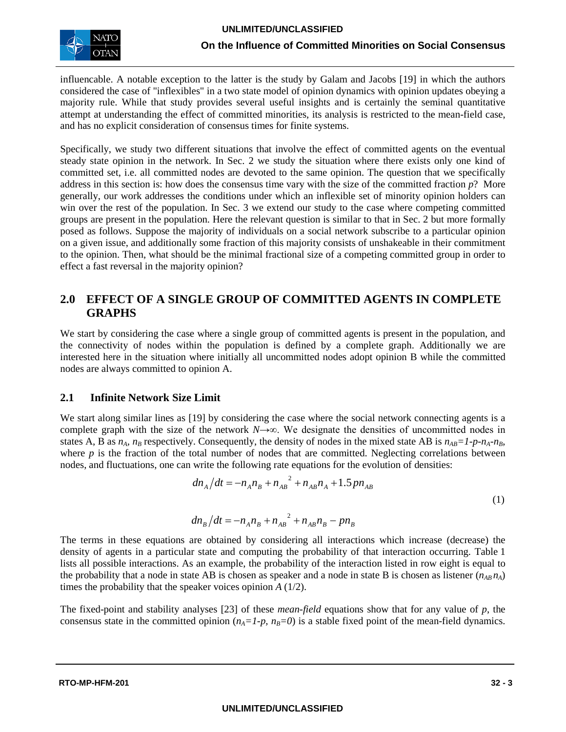influencable. A notable exception to the latter is the study by Galam and Jacobs [19] in which the authors considered the case of "inflexibles" in a two state model of opinion dynamics with opinion updates obeying a majority rule. While that study provides several useful insights and is certainly the seminal quantitative attempt at understanding the effect of committed minorities, its analysis is restricted to the mean-field case, and has no explicit consideration of consensus times for finite systems.

Specifically, we study two different situations that involve the effect of committed agents on the eventual steady state opinion in the network. In Sec. 2 we study the situation where there exists only one kind of committed set, i.e. all committed nodes are devoted to the same opinion. The question that we specifically address in this section is: how does the consensus time vary with the size of the committed fraction $p$? More generally, our work addresses the conditions under which an inflexible set of minority opinion holders can win over the rest of the population. In Sec. 3 we extend our study to the case where competing committed groups are present in the population. Here the relevant question is similar to that in Sec. 2 but more formally posed as follows. Suppose the majority of individuals on a social network subscribe to a particular opinion on a given issue, and additionally some fraction of this majority consists of unshakeable in their commitment to the opinion. Then, what should be the minimal fractional size of a competing committed group in order to effect a fast reversal in the majority opinion?

## 2.0 EFFECT OF A SINGLE GROUP OF COMMITTED AGENTS IN COMPLETE GRAPHS

We start by considering the case where a single group of committed agents is present in the population, and the connectivity of nodes within the population is defined by a complete graph. Additionally we are interested here in the situation where initially all uncommitted nodes adopt opinion B while the committed nodes are always committed to opinion A.

### 2.1 Infinite Network Size Limit

We start along similar lines as [19] by considering the case where the social network connecting agents is a complete graph with the size of the network $N \rightarrow \infty$. We designate the densities of uncommitted nodes in states A, B as $n_A$, $n_B$ respectively. Consequently, the density of nodes in the mixed state AB is $n_{AB}=1-p-n_A-n_B$, where $p$ is the fraction of the total number of nodes that are committed. Neglecting correlations between nodes, and fluctuations, one can write the following rate equations for the evolution of densities:

$$dn_A/dt = -n_A n_B + n_{AB}^2 + n_{AB} n_A + 1.5 p n_{AB}$$
$$dn_B/dt = -n_A n_B + n_{AB}^2 + n_{AB} n_B - p n_B \tag{1}$$

The terms in these equations are obtained by considering all interactions which increase (decrease) the density of agents in a particular state and computing the probability of that interaction occurring. Table 1 lists all possible interactions. As an example, the probability of the interaction listed in row eight is equal to the probability that a node in state AB is chosen as speaker and a node in state B is chosen as listener ($n_{AB} n_A$) times the probability that the speaker voices opinion *A* (1/2).

The fixed-point and stability analyses [23] of these *mean-field* equations show that for any value of $p$, the consensus state in the committed opinion ($n_A=1-p$, $n_B=0$) is a stable fixed point of the mean-field dynamics.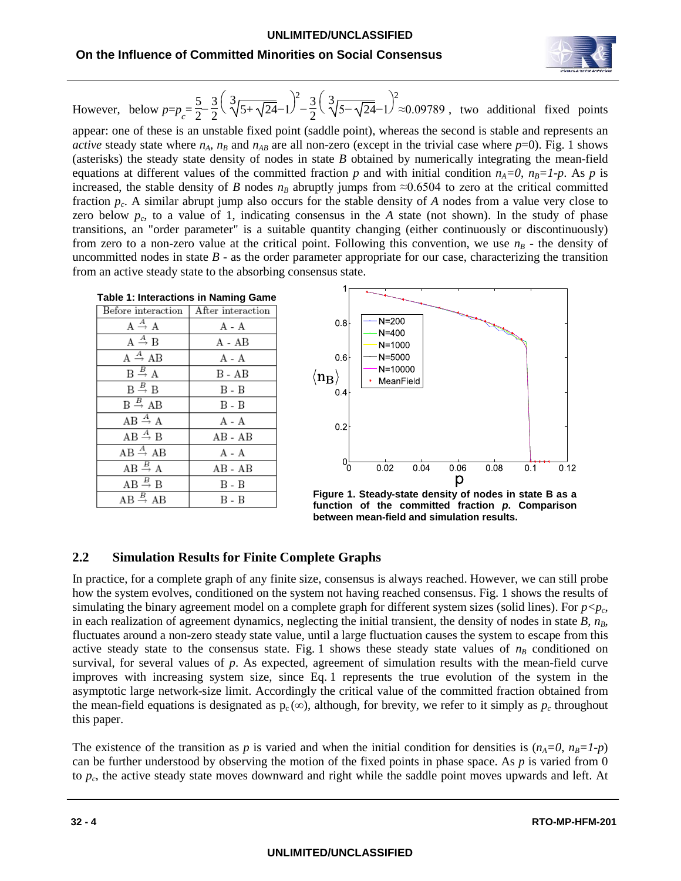However, below $p=p_c=\frac{5}{2}-\frac{3}{2}\left(\sqrt[3]{5+\sqrt{24}}-1\right)^2-\frac{3}{2}\left(\sqrt[3]{5-\sqrt{24}}-1\right)^2\approx 0.09789$, two additional fixed points appear: one of these is an unstable fixed point (saddle point), whereas the second is stable and represents an *active* steady state where $n_A$, $n_B$ and $n_{AB}$ are all non-zero (except in the trivial case where $p$=0). Fig. 1 shows (asterisks) the steady state density of nodes in state *B* obtained by numerically integrating the mean-field equations at different values of the committed fraction $p$ and with initial condition $n_A=0$, $n_B=1-p$. As $p$ is increased, the stable density of *B* nodes $n_B$ abruptly jumps from ≈0.6504 to zero at the critical committed fraction $p_c$. A similar abrupt jump also occurs for the stable density of *A* nodes from a value very close to zero below $p_c$, to a value of 1, indicating consensus in the *A* state (not shown). In the study of phase transitions, an "order parameter" is a suitable quantity changing (either continuously or discontinuously) from zero to a non-zero value at the critical point. Following this convention, we use $n_B$ - the density of uncommitted nodes in state *B* - as the order parameter appropriate for our case, characterizing the transition from an active steady state to the absorbing consensus state.

**Table 1: Interactions in Naming Game**

| Before interaction | After interaction |
|---|---|
| $A \xrightarrow{A} A$ | A - A |
| $A \xrightarrow{A} B$ | A - AB |
| $A \xrightarrow{A} AB$ | A - A |
| $B \xrightarrow{B} A$ | B - AB |
| $B \xrightarrow{B} B$ | B - B |
| $B \xrightarrow{B} AB$ | B - B |
| $AB \xrightarrow{A} A$ | A - A |
| $AB \xrightarrow{A} B$ | AB - AB |
| $AB \xrightarrow{A} AB$ | A - A |
| $AB \xrightarrow{B} A$ | AB - AB |
| $AB \xrightarrow{B} B$ | B - B |
| $AB \xrightarrow{B} AB$ | B - B |

**Figure 1. Steady-state density of nodes in state B as a function of the committed fraction *p*. Comparison between mean-field and simulation results.**

## 2.2 Simulation Results for Finite Complete Graphs

In practice, for a complete graph of any finite size, consensus is always reached. However, we can still probe how the system evolves, conditioned on the system not having reached consensus. Fig. 1 shows the results of simulating the binary agreement model on a complete graph for different system sizes (solid lines). For $p<p_c$, in each realization of agreement dynamics, neglecting the initial transient, the density of nodes in state *B*, $n_B$, fluctuates around a non-zero steady state value, until a large fluctuation causes the system to escape from this active steady state to the consensus state. Fig. 1 shows these steady state values of $n_B$ conditioned on survival, for several values of $p$. As expected, agreement of simulation results with the mean-field curve improves with increasing system size, since Eq. 1 represents the true evolution of the system in the asymptotic large network-size limit. Accordingly the critical value of the committed fraction obtained from the mean-field equations is designated as $p_c(\infty)$, although, for brevity, we refer to it simply as $p_c$ throughout this paper.

The existence of the transition as $p$ is varied and when the initial condition for densities is ($n_A=0$, $n_B=1-p$) can be further understood by observing the motion of the fixed points in phase space. As $p$ is varied from 0 to $p_c$, the active steady state moves downward and right while the saddle point moves upwards and left. At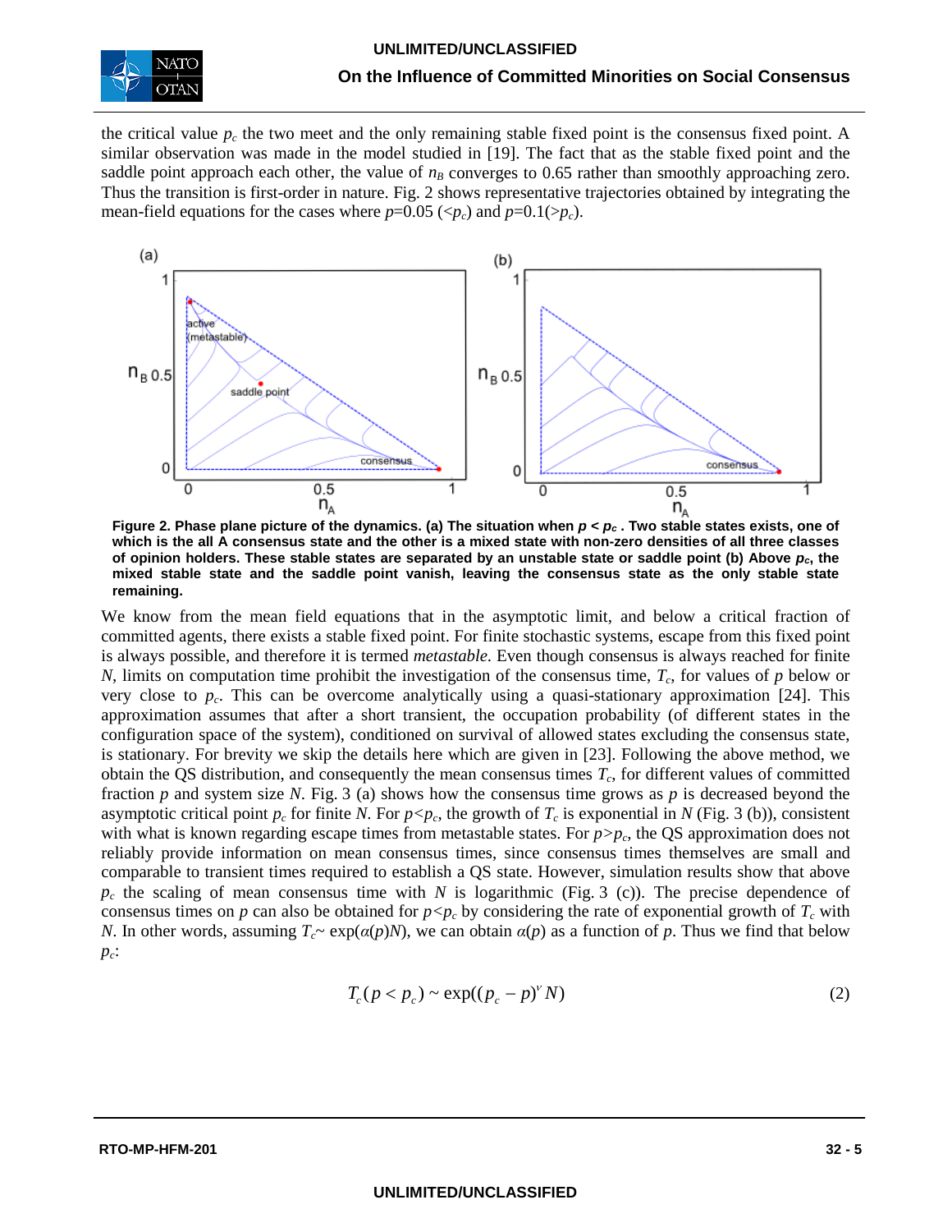the critical value $p_c$ the two meet and the only remaining stable fixed point is the consensus fixed point. A similar observation was made in the model studied in [19]. The fact that as the stable fixed point and the saddle point approach each other, the value of $n_B$ converges to 0.65 rather than smoothly approaching zero. Thus the transition is first-order in nature. Fig. 2 shows representative trajectories obtained by integrating the mean-field equations for the cases where $p$=0.05 ($<p_c$) and $p$=0.1($>p_c$).

**Figure 2. Phase plane picture of the dynamics. (a) The situation when $p < p_c$ . Two stable states exists, one of which is the all A consensus state and the other is a mixed state with non-zero densities of all three classes of opinion holders. These stable states are separated by an unstable state or saddle point (b) Above $p_c$, the mixed stable state and the saddle point vanish, leaving the consensus state as the only stable state remaining.**

We know from the mean field equations that in the asymptotic limit, and below a critical fraction of committed agents, there exists a stable fixed point. For finite stochastic systems, escape from this fixed point is always possible, and therefore it is termed *metastable*. Even though consensus is always reached for finite $N$, limits on computation time prohibit the investigation of the consensus time, $T_c$, for values of $p$ below or very close to $p_c$. This can be overcome analytically using a quasi-stationary approximation [24]. This approximation assumes that after a short transient, the occupation probability (of different states in the configuration space of the system), conditioned on survival of allowed states excluding the consensus state, is stationary. For brevity we skip the details here which are given in [23]. Following the above method, we obtain the QS distribution, and consequently the mean consensus times $T_c$, for different values of committed fraction $p$ and system size $N$. Fig. 3 (a) shows how the consensus time grows as $p$ is decreased beyond the asymptotic critical point $p_c$ for finite $N$. For $p<p_c$, the growth of $T_c$ is exponential in $N$ (Fig. 3 (b)), consistent with what is known regarding escape times from metastable states. For $p>p_c$, the QS approximation does not reliably provide information on mean consensus times, since consensus times themselves are small and comparable to transient times required to establish a QS state. However, simulation results show that above $p_c$ the scaling of mean consensus time with $N$ is logarithmic (Fig. 3 (c)). The precise dependence of consensus times on $p$ can also be obtained for $p<p_c$ by considering the rate of exponential growth of $T_c$ with $N$. In other words, assuming $T_c$~ $\exp(\alpha(p)N)$, we can obtain $\alpha(p)$ as a function of $p$. Thus we find that below $p_c$:

$$T_c(p < p_c) \sim \exp((p_c - p)^{\nu} N) \tag{2}$$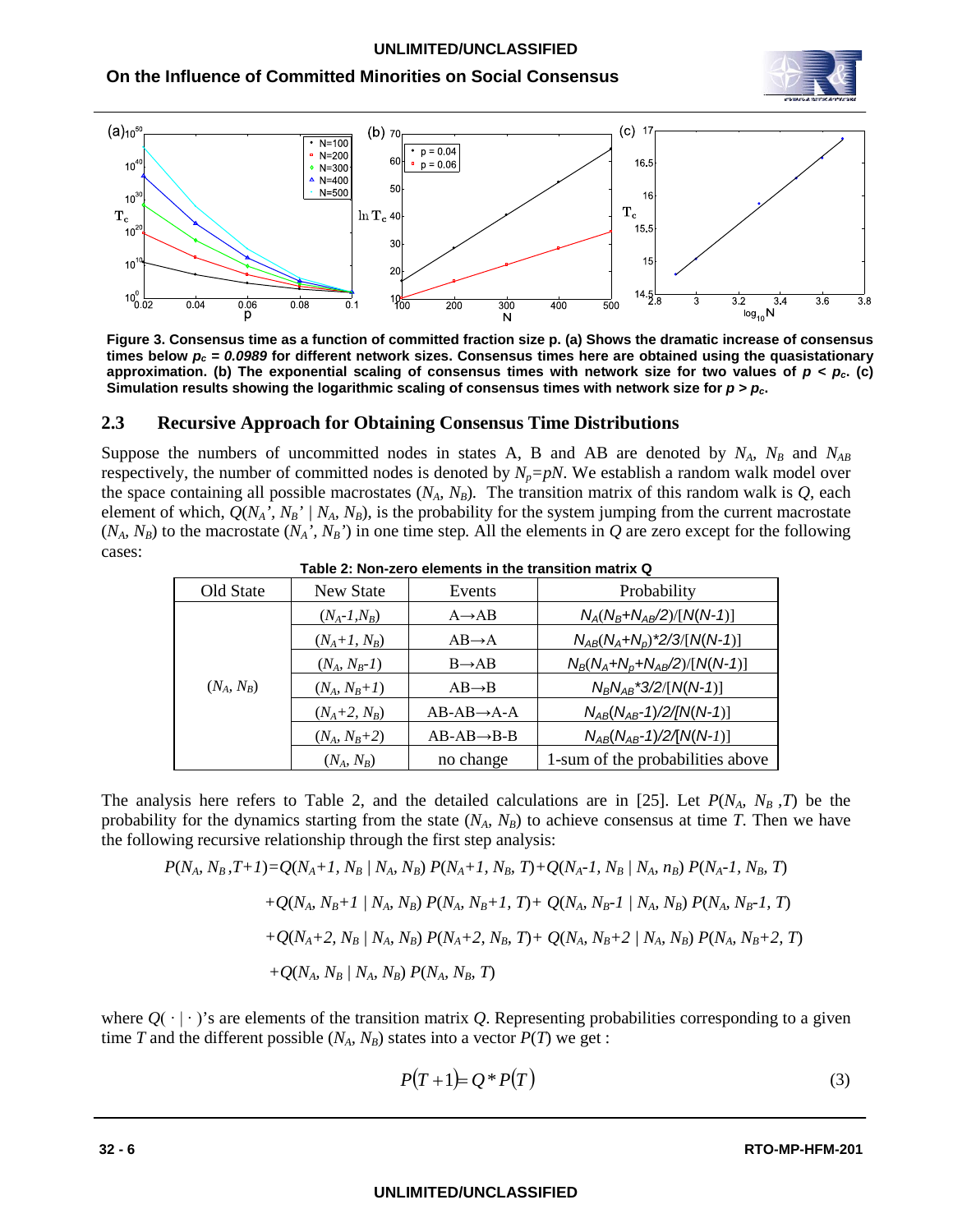**Figure 3. Consensus time as a function of committed fraction size p. (a) Shows the dramatic increase of consensus times below $p_c = 0.0989$ for different network sizes. Consensus times here are obtained using the quasistationary approximation. (b) The exponential scaling of consensus times with network size for two values of $p < p_c$. (c) Simulation results showing the logarithmic scaling of consensus times with network size for $p > p_c$.**

## 2.3 Recursive Approach for Obtaining Consensus Time Distributions

Suppose the numbers of uncommitted nodes in states A, B and AB are denoted by $N_A$, $N_B$ and $N_{AB}$ respectively, the number of committed nodes is denoted by $N_p=pN$. We establish a random walk model over the space containing all possible macrostates ($N_A$, $N_B$). The transition matrix of this random walk is $Q$, each element of which, $Q(N_A', N_B' \mid N_A, N_B)$, is the probability for the system jumping from the current macrostate ($N_A$, $N_B$) to the macrostate ($N_A'$, $N_B'$) in one time step. All the elements in $Q$ are zero except for the following cases:

**Table 2: Non-zero elements in the transition matrix Q**

| Old State | New State | Events | Probability |
|---|---|---|---|
| ($N_A$, $N_B$) | ($N_A$-1, $N_B$) | A→AB | $N_A(N_B+N_{AB}/2)/[N(N-1)]$ |
| | ($N_A$+1, $N_B$) | AB→A | $N_{AB}(N_A+N_p)*2/3/[N(N-1)]$ |
| | ($N_A$, $N_B$-1) | B→AB | $N_B(N_A+N_p+N_{AB}/2)/[N(N-1)]$ |
| | ($N_A$, $N_B$+1) | AB→B | $N_BN_{AB}*3/2/[N(N-1)]$ |
| | ($N_A$+2, $N_B$) | AB-AB→A-A | $N_{AB}(N_{AB}-1)/2/[N(N-1)]$ |
| | ($N_A$, $N_B$+2) | AB-AB→B-B | $N_{AB}(N_{AB}-1)/2/[N(N-1)]$ |
| | ($N_A$, $N_B$) | no change | 1-sum of the probabilities above |

The analysis here refers to Table 2, and the detailed calculations are in [25]. Let $P(N_A, N_B, T)$ be the probability for the dynamics starting from the state ($N_A$, $N_B$) to achieve consensus at time $T$. Then we have the following recursive relationship through the first step analysis:

$$
\begin{aligned}
P(N_A, N_B, T+1) = {} & Q(N_A+1, N_B \mid N_A, N_B)\, P(N_A+1, N_B, T) + Q(N_A-1, N_B \mid N_A, n_B)\, P(N_A-1, N_B, T) \\
& + Q(N_A, N_B+1 \mid N_A, N_B)\, P(N_A, N_B+1, T) + Q(N_A, N_B-1 \mid N_A, N_B)\, P(N_A, N_B-1, T) \\
& + Q(N_A+2, N_B \mid N_A, N_B)\, P(N_A+2, N_B, T) + Q(N_A, N_B+2 \mid N_A, N_B)\, P(N_A, N_B+2, T) \\
& + Q(N_A, N_B \mid N_A, N_B)\, P(N_A, N_B, T)
\end{aligned}
$$

where $Q(\cdot \mid \cdot)$'s are elements of the transition matrix $Q$. Representing probabilities corresponding to a given time $T$ and the different possible ($N_A$, $N_B$) states into a vector $P(T)$ we get :

$$
P(T+1) = Q * P(T) \tag{3}
$$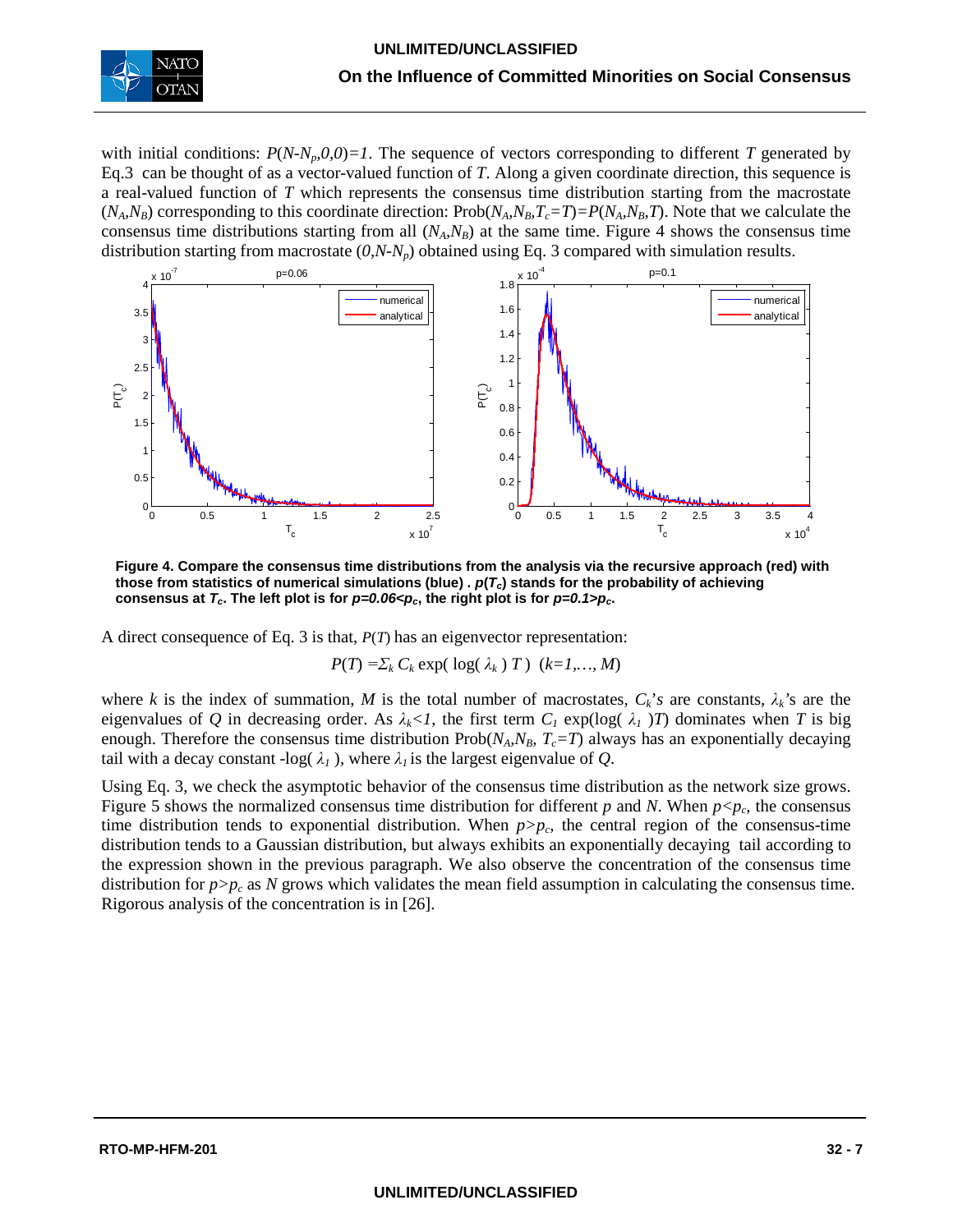with initial conditions: $P(N\text{-}N_p,0,0)=1$. The sequence of vectors corresponding to different $T$ generated by Eq.3 can be thought of as a vector-valued function of $T$. Along a given coordinate direction, this sequence is a real-valued function of $T$ which represents the consensus time distribution starting from the macrostate $(N_A,N_B)$ corresponding to this coordinate direction: $\text{Prob}(N_A,N_B,T_c=T)=P(N_A,N_B,T)$. Note that we calculate the consensus time distributions starting from all $(N_A,N_B)$ at the same time. Figure 4 shows the consensus time distribution starting from macrostate $(0,N\text{-}N_p)$ obtained using Eq. 3 compared with simulation results.

**Figure 4. Compare the consensus time distributions from the analysis via the recursive approach (red) with those from statistics of numerical simulations (blue) . $p(T_c)$ stands for the probability of achieving consensus at $T_c$. The left plot is for $p=0.06<p_c$, the right plot is for $p=0.1>p_c$.**

A direct consequence of Eq. 3 is that, $P(T)$ has an eigenvector representation:

$$P(T) = \Sigma_k\, C_k \exp(\, \log(\, \lambda_k\,)\, T\,) \quad (k=1,\ldots, M)$$

where $k$ is the index of summation, $M$ is the total number of macrostates, $C_k$'s are constants, $\lambda_k$'s are the eigenvalues of $Q$ in decreasing order. As $\lambda_k<1$, the first term $C_1 \exp(\log(\, \lambda_1\,)T)$ dominates when $T$ is big enough. Therefore the consensus time distribution $\text{Prob}(N_A,N_B,\, T_c=T)$ always has an exponentially decaying tail with a decay constant $-\log(\, \lambda_1\,)$, where $\lambda_1$ is the largest eigenvalue of $Q$.

Using Eq. 3, we check the asymptotic behavior of the consensus time distribution as the network size grows. Figure 5 shows the normalized consensus time distribution for different $p$ and $N$. When $p<p_c$, the consensus time distribution tends to exponential distribution. When $p>p_c$, the central region of the consensus-time distribution tends to a Gaussian distribution, but always exhibits an exponentially decaying tail according to the expression shown in the previous paragraph. We also observe the concentration of the consensus time distribution for $p>p_c$ as $N$ grows which validates the mean field assumption in calculating the consensus time. Rigorous analysis of the concentration is in [26].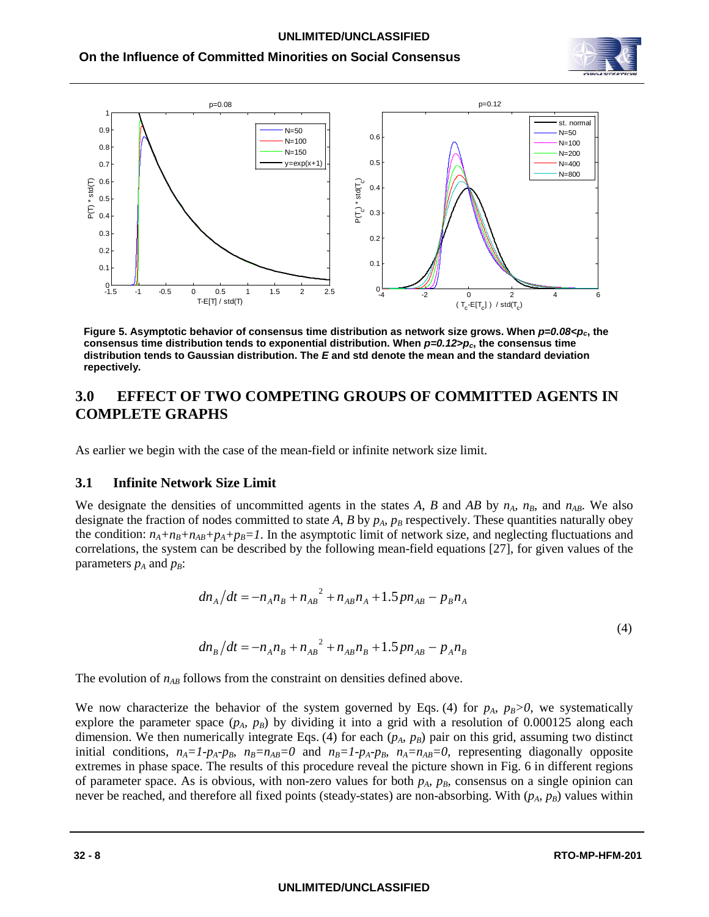Figure 5. Asymptotic behavior of consensus time distribution as network size grows. When $p$=0.08<$p_c$, the consensus time distribution tends to exponential distribution. When $p$=0.12>$p_c$, the consensus time distribution tends to Gaussian distribution. The *E* and std denote the mean and the standard deviation repectively.

## 3.0 EFFECT OF TWO COMPETING GROUPS OF COMMITTED AGENTS IN COMPLETE GRAPHS

As earlier we begin with the case of the mean-field or infinite network size limit.

### 3.1 Infinite Network Size Limit

We designate the densities of uncommitted agents in the states *A*, *B* and *AB* by $n_A$, $n_B$, and $n_{AB}$. We also designate the fraction of nodes committed to state *A*, *B* by $p_A$, $p_B$ respectively. These quantities naturally obey the condition: $n_A+n_B+n_{AB}+p_A+p_B=1$. In the asymptotic limit of network size, and neglecting fluctuations and correlations, the system can be described by the following mean-field equations [27], for given values of the parameters $p_A$ and $p_B$:

$$dn_A/dt = -n_A n_B + n_{AB}^{\ 2} + n_{AB} n_A + 1.5 p n_{AB} - p_B n_A$$

$$dn_B/dt = -n_A n_B + n_{AB}^{\ 2} + n_{AB} n_B + 1.5 p n_{AB} - p_A n_B \tag{4}$$

The evolution of $n_{AB}$ follows from the constraint on densities defined above.

We now characterize the behavior of the system governed by Eqs. (4) for $p_A$, $p_B>0$, we systematically explore the parameter space ($p_A$, $p_B$) by dividing it into a grid with a resolution of 0.000125 along each dimension. We then numerically integrate Eqs. (4) for each ($p_A$, $p_B$) pair on this grid, assuming two distinct initial conditions, $n_A=1-p_A-p_B$, $n_B=n_{AB}=0$ and $n_B=1-p_A-p_B$, $n_A=n_{AB}=0$, representing diagonally opposite extremes in phase space. The results of this procedure reveal the picture shown in Fig. 6 in different regions of parameter space. As is obvious, with non-zero values for both $p_A$, $p_B$, consensus on a single opinion can never be reached, and therefore all fixed points (steady-states) are non-absorbing. With ($p_A$, $p_B$) values within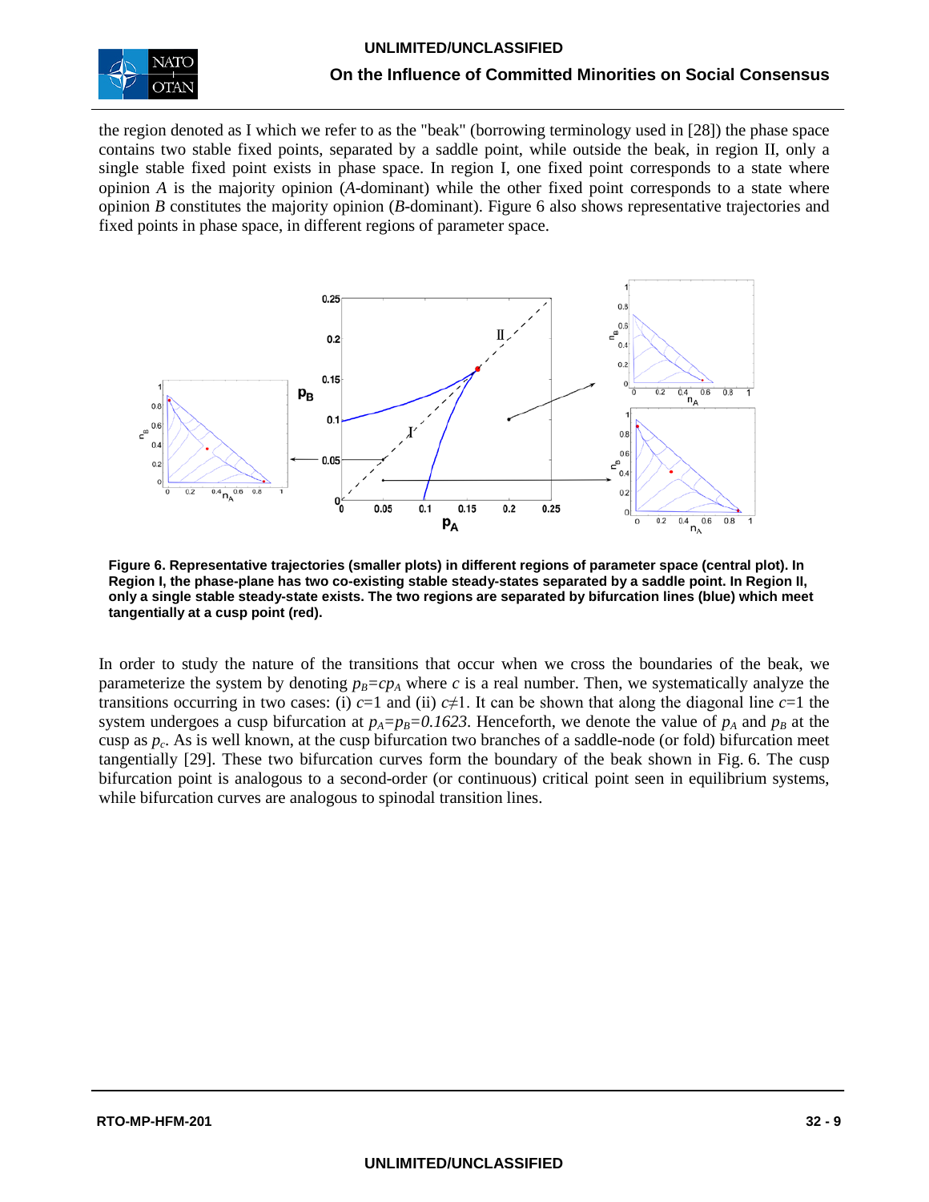the region denoted as I which we refer to as the "beak" (borrowing terminology used in [28]) the phase space contains two stable fixed points, separated by a saddle point, while outside the beak, in region II, only a single stable fixed point exists in phase space. In region I, one fixed point corresponds to a state where opinion $A$ is the majority opinion ($A$-dominant) while the other fixed point corresponds to a state where opinion $B$ constitutes the majority opinion ($B$-dominant). Figure 6 also shows representative trajectories and fixed points in phase space, in different regions of parameter space.

**Figure 6. Representative trajectories (smaller plots) in different regions of parameter space (central plot). In Region I, the phase-plane has two co-existing stable steady-states separated by a saddle point. In Region II, only a single stable steady-state exists. The two regions are separated by bifurcation lines (blue) which meet tangentially at a cusp point (red).**

In order to study the nature of the transitions that occur when we cross the boundaries of the beak, we parameterize the system by denoting $p_B = cp_A$ where $c$ is a real number. Then, we systematically analyze the transitions occurring in two cases: (i) $c$=1 and (ii) $c \neq 1$. It can be shown that along the diagonal line $c$=1 the system undergoes a cusp bifurcation at $p_A = p_B = 0.1623$. Henceforth, we denote the value of $p_A$ and $p_B$ at the cusp as $p_c$. As is well known, at the cusp bifurcation two branches of a saddle-node (or fold) bifurcation meet tangentially [29]. These two bifurcation curves form the boundary of the beak shown in Fig. 6. The cusp bifurcation point is analogous to a second-order (or continuous) critical point seen in equilibrium systems, while bifurcation curves are analogous to spinodal transition lines.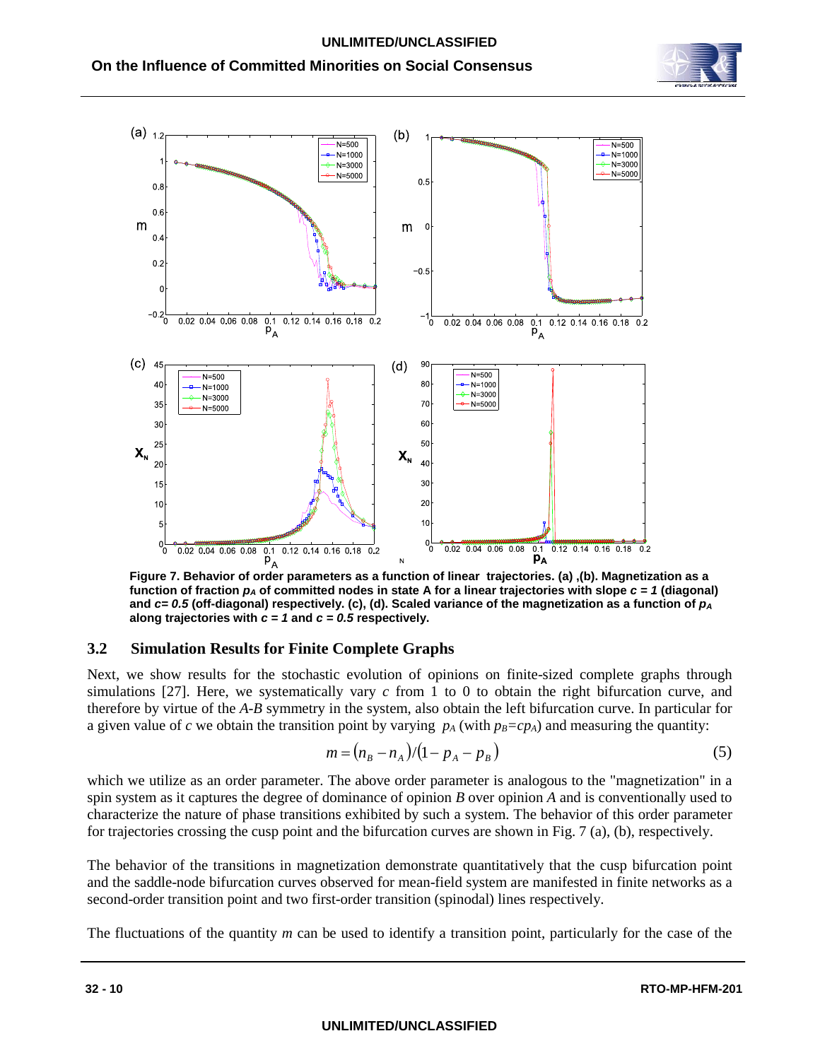**Figure 7. Behavior of order parameters as a function of linear trajectories. (a) ,(b). Magnetization as a function of fraction $p_A$ of committed nodes in state A for a linear trajectories with slope $c = 1$ (diagonal) and $c = 0.5$ (off-diagonal) respectively. (c), (d). Scaled variance of the magnetization as a function of $p_A$ along trajectories with $c = 1$ and $c = 0.5$ respectively.**

## 3.2 Simulation Results for Finite Complete Graphs

Next, we show results for the stochastic evolution of opinions on finite-sized complete graphs through simulations [27]. Here, we systematically vary $c$ from 1 to 0 to obtain the right bifurcation curve, and therefore by virtue of the *A*-*B* symmetry in the system, also obtain the left bifurcation curve. In particular for a given value of $c$ we obtain the transition point by varying $p_A$ (with $p_B = cp_A$) and measuring the quantity:

$$m = (n_B - n_A)/(1 - p_A - p_B) \tag{5}$$

which we utilize as an order parameter. The above order parameter is analogous to the "magnetization" in a spin system as it captures the degree of dominance of opinion *B* over opinion *A* and is conventionally used to characterize the nature of phase transitions exhibited by such a system. The behavior of this order parameter for trajectories crossing the cusp point and the bifurcation curves are shown in Fig. 7 (a), (b), respectively.

The behavior of the transitions in magnetization demonstrate quantitatively that the cusp bifurcation point and the saddle-node bifurcation curves observed for mean-field system are manifested in finite networks as a second-order transition point and two first-order transition (spinodal) lines respectively.

The fluctuations of the quantity $m$ can be used to identify a transition point, particularly for the case of the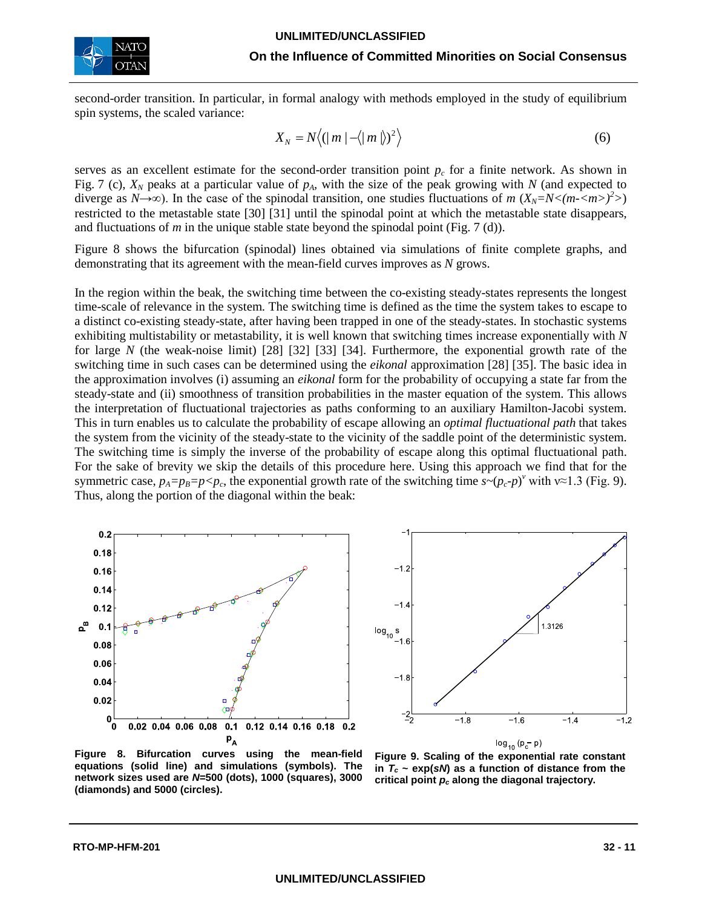second-order transition. In particular, in formal analogy with methods employed in the study of equilibrium spin systems, the scaled variance:

$$X_N = N\left\langle (|m| - \langle |m| \rangle)^2 \right\rangle \tag{6}$$

serves as an excellent estimate for the second-order transition point $p_c$ for a finite network. As shown in Fig. 7 (c), $X_N$ peaks at a particular value of $p_A$, with the size of the peak growing with $N$ (and expected to diverge as $N \to \infty$). In the case of the spinodal transition, one studies fluctuations of $m$ ($X_N = N\langle (m - \langle m \rangle)^2 \rangle$) restricted to the metastable state [30] [31] until the spinodal point at which the metastable state disappears, and fluctuations of $m$ in the unique stable state beyond the spinodal point (Fig. 7 (d)).

Figure 8 shows the bifurcation (spinodal) lines obtained via simulations of finite complete graphs, and demonstrating that its agreement with the mean-field curves improves as $N$ grows.

In the region within the beak, the switching time between the co-existing steady-states represents the longest time-scale of relevance in the system. The switching time is defined as the time the system takes to escape to a distinct co-existing steady-state, after having been trapped in one of the steady-states. In stochastic systems exhibiting multistability or metastability, it is well known that switching times increase exponentially with $N$ for large $N$ (the weak-noise limit) [28] [32] [33] [34]. Furthermore, the exponential growth rate of the switching time in such cases can be determined using the *eikonal* approximation [28] [35]. The basic idea in the approximation involves (i) assuming an *eikonal* form for the probability of occupying a state far from the steady-state and (ii) smoothness of transition probabilities in the master equation of the system. This allows the interpretation of fluctuational trajectories as paths conforming to an auxiliary Hamilton-Jacobi system. This in turn enables us to calculate the probability of escape allowing an *optimal fluctuational path* that takes the system from the vicinity of the steady-state to the vicinity of the saddle point of the deterministic system. The switching time is simply the inverse of the probability of escape along this optimal fluctuational path. For the sake of brevity we skip the details of this procedure here. Using this approach we find that for the symmetric case, $p_A = p_B = p < p_c$, the exponential growth rate of the switching time $s \sim (p_c - p)^\nu$ with $\nu \approx 1.3$ (Fig. 9). Thus, along the portion of the diagonal within the beak:

**Figure 8. Bifurcation curves using the mean-field equations (solid line) and simulations (symbols). The network sizes used are $N$=500 (dots), 1000 (squares), 3000 (diamonds) and 5000 (circles).**

**Figure 9. Scaling of the exponential rate constant in $T_c \sim \exp(sN)$ as a function of distance from the critical point $p_c$ along the diagonal trajectory.**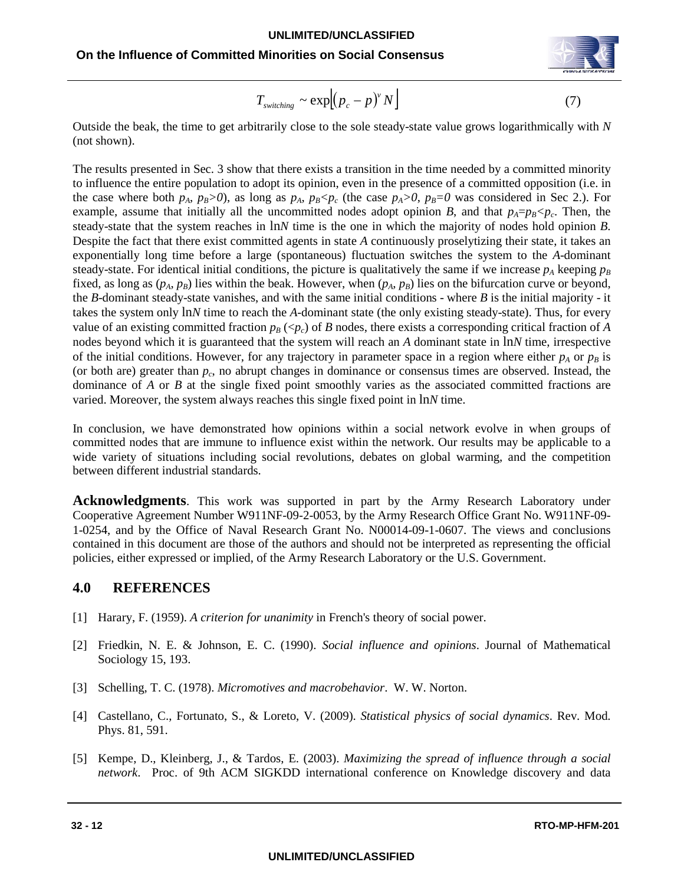$$T_{switching} \sim \exp\left[(p_c - p)^{\nu} N\right] \tag{7}$$

Outside the beak, the time to get arbitrarily close to the sole steady-state value grows logarithmically with *N* (not shown).

The results presented in Sec. 3 show that there exists a transition in the time needed by a committed minority to influence the entire population to adopt its opinion, even in the presence of a committed opposition (i.e. in the case where both $p_A$, $p_B>0$), as long as $p_A$, $p_B<p_c$ (the case $p_A>0$, $p_B=0$ was considered in Sec 2.). For example, assume that initially all the uncommitted nodes adopt opinion *B*, and that $p_A=p_B<p_c$. Then, the steady-state that the system reaches in $\ln N$ time is the one in which the majority of nodes hold opinion *B*. Despite the fact that there exist committed agents in state *A* continuously proselytizing their state, it takes an exponentially long time before a large (spontaneous) fluctuation switches the system to the *A*-dominant steady-state. For identical initial conditions, the picture is qualitatively the same if we increase $p_A$ keeping $p_B$ fixed, as long as ($p_A$, $p_B$) lies within the beak. However, when ($p_A$, $p_B$) lies on the bifurcation curve or beyond, the *B*-dominant steady-state vanishes, and with the same initial conditions - where *B* is the initial majority - it takes the system only $\ln N$ time to reach the *A*-dominant state (the only existing steady-state). Thus, for every value of an existing committed fraction $p_B$ ($<p_c$) of *B* nodes, there exists a corresponding critical fraction of *A* nodes beyond which it is guaranteed that the system will reach an *A* dominant state in $\ln N$ time, irrespective of the initial conditions. However, for any trajectory in parameter space in a region where either $p_A$ or $p_B$ is (or both are) greater than $p_c$, no abrupt changes in dominance or consensus times are observed. Instead, the dominance of *A* or *B* at the single fixed point smoothly varies as the associated committed fractions are varied. Moreover, the system always reaches this single fixed point in $\ln N$ time.

In conclusion, we have demonstrated how opinions within a social network evolve in when groups of committed nodes that are immune to influence exist within the network. Our results may be applicable to a wide variety of situations including social revolutions, debates on global warming, and the competition between different industrial standards.

**Acknowledgments**. This work was supported in part by the Army Research Laboratory under Cooperative Agreement Number W911NF-09-2-0053, by the Army Research Office Grant No. W911NF-09-1-0254, and by the Office of Naval Research Grant No. N00014-09-1-0607. The views and conclusions contained in this document are those of the authors and should not be interpreted as representing the official policies, either expressed or implied, of the Army Research Laboratory or the U.S. Government.

## 4.0 REFERENCES

[1] Harary, F. (1959). *A criterion for unanimity* in French's theory of social power.

[2] Friedkin, N. E. & Johnson, E. C. (1990). *Social influence and opinions*. Journal of Mathematical Sociology 15, 193.

[3] Schelling, T. C. (1978). *Micromotives and macrobehavior*. W. W. Norton.

[4] Castellano, C., Fortunato, S., & Loreto, V. (2009). *Statistical physics of social dynamics*. Rev. Mod. Phys. 81, 591.

[5] Kempe, D., Kleinberg, J., & Tardos, E. (2003). *Maximizing the spread of influence through a social network*. Proc. of 9th ACM SIGKDD international conference on Knowledge discovery and data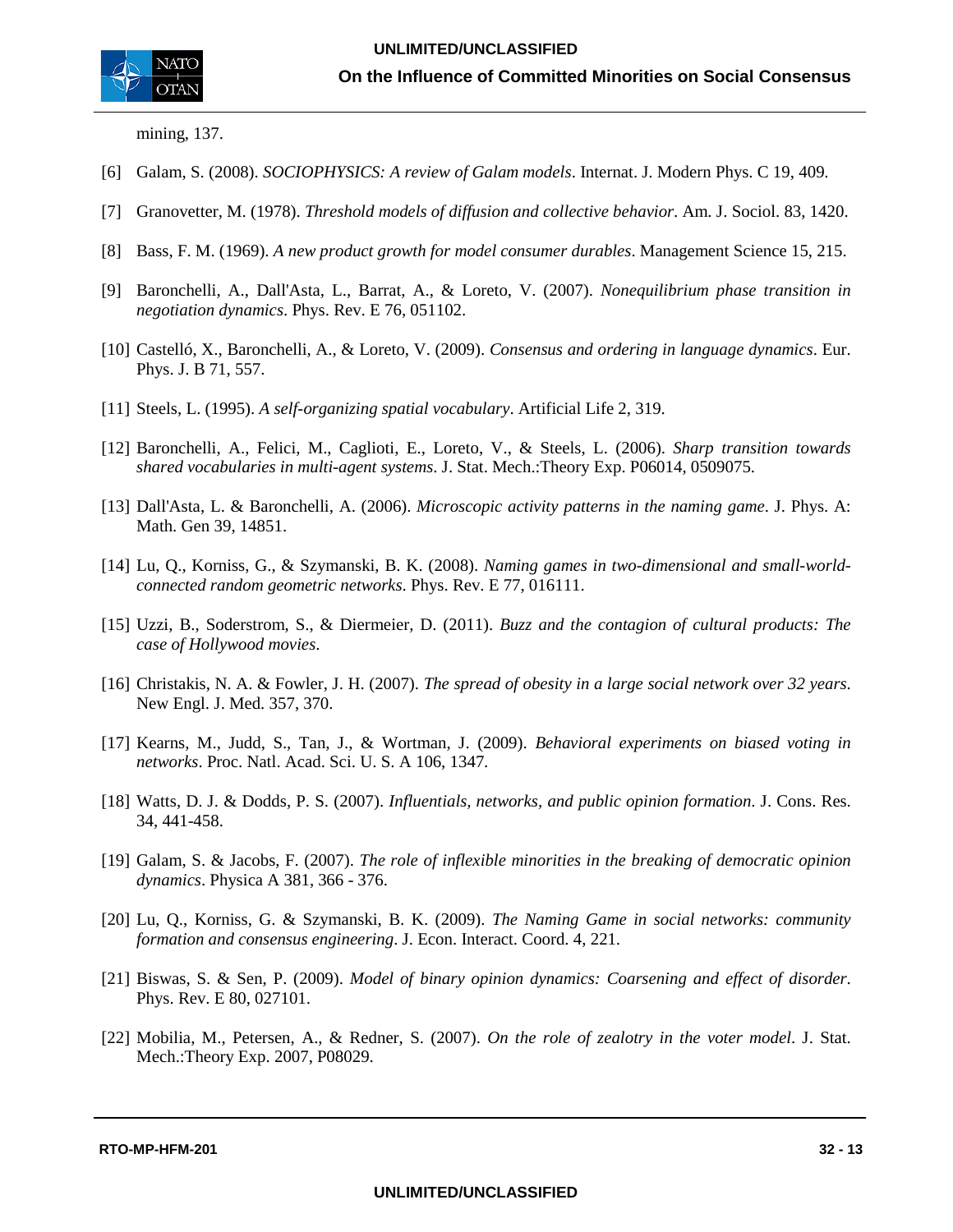mining, 137.

[6] Galam, S. (2008). *SOCIOPHYSICS: A review of Galam models*. Internat. J. Modern Phys. C 19, 409.

[7] Granovetter, M. (1978). *Threshold models of diffusion and collective behavior*. Am. J. Sociol. 83, 1420.

[8] Bass, F. M. (1969). *A new product growth for model consumer durables*. Management Science 15, 215.

[9] Baronchelli, A., Dall'Asta, L., Barrat, A., & Loreto, V. (2007). *Nonequilibrium phase transition in negotiation dynamics*. Phys. Rev. E 76, 051102.

[10] Castelló, X., Baronchelli, A., & Loreto, V. (2009). *Consensus and ordering in language dynamics*. Eur. Phys. J. B 71, 557.

[11] Steels, L. (1995). *A self-organizing spatial vocabulary*. Artificial Life 2, 319.

[12] Baronchelli, A., Felici, M., Caglioti, E., Loreto, V., & Steels, L. (2006). *Sharp transition towards shared vocabularies in multi-agent systems*. J. Stat. Mech.:Theory Exp. P06014, 0509075.

[13] Dall'Asta, L. & Baronchelli, A. (2006). *Microscopic activity patterns in the naming game*. J. Phys. A: Math. Gen 39, 14851.

[14] Lu, Q., Korniss, G., & Szymanski, B. K. (2008). *Naming games in two-dimensional and small-world-connected random geometric networks*. Phys. Rev. E 77, 016111.

[15] Uzzi, B., Soderstrom, S., & Diermeier, D. (2011). *Buzz and the contagion of cultural products: The case of Hollywood movies*.

[16] Christakis, N. A. & Fowler, J. H. (2007). *The spread of obesity in a large social network over 32 years*. New Engl. J. Med. 357, 370.

[17] Kearns, M., Judd, S., Tan, J., & Wortman, J. (2009). *Behavioral experiments on biased voting in networks*. Proc. Natl. Acad. Sci. U. S. A 106, 1347.

[18] Watts, D. J. & Dodds, P. S. (2007). *Influentials, networks, and public opinion formation*. J. Cons. Res. 34, 441-458.

[19] Galam, S. & Jacobs, F. (2007). *The role of inflexible minorities in the breaking of democratic opinion dynamics*. Physica A 381, 366 - 376.

[20] Lu, Q., Korniss, G. & Szymanski, B. K. (2009). *The Naming Game in social networks: community formation and consensus engineering*. J. Econ. Interact. Coord. 4, 221.

[21] Biswas, S. & Sen, P. (2009). *Model of binary opinion dynamics: Coarsening and effect of disorder*. Phys. Rev. E 80, 027101.

[22] Mobilia, M., Petersen, A., & Redner, S. (2007). *On the role of zealotry in the voter model*. J. Stat. Mech.:Theory Exp. 2007, P08029.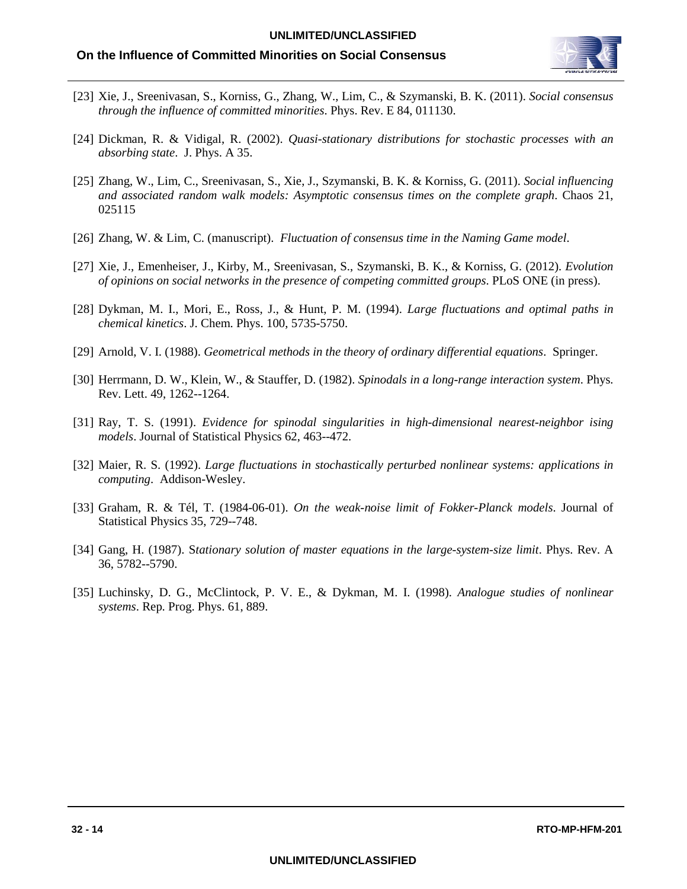[23] Xie, J., Sreenivasan, S., Korniss, G., Zhang, W., Lim, C., & Szymanski, B. K. (2011). *Social consensus through the influence of committed minorities*. Phys. Rev. E 84, 011130.

[24] Dickman, R. & Vidigal, R. (2002). *Quasi-stationary distributions for stochastic processes with an absorbing state*. J. Phys. A 35.

[25] Zhang, W., Lim, C., Sreenivasan, S., Xie, J., Szymanski, B. K. & Korniss, G. (2011). *Social influencing and associated random walk models: Asymptotic consensus times on the complete graph*. Chaos 21, 025115

[26] Zhang, W. & Lim, C. (manuscript). *Fluctuation of consensus time in the Naming Game model*.

[27] Xie, J., Emenheiser, J., Kirby, M., Sreenivasan, S., Szymanski, B. K., & Korniss, G. (2012). *Evolution of opinions on social networks in the presence of competing committed groups*. PLoS ONE (in press).

[28] Dykman, M. I., Mori, E., Ross, J., & Hunt, P. M. (1994). *Large fluctuations and optimal paths in chemical kinetics*. J. Chem. Phys. 100, 5735-5750.

[29] Arnold, V. I. (1988). *Geometrical methods in the theory of ordinary differential equations*. Springer.

[30] Herrmann, D. W., Klein, W., & Stauffer, D. (1982). *Spinodals in a long-range interaction system*. Phys. Rev. Lett. 49, 1262--1264.

[31] Ray, T. S. (1991). *Evidence for spinodal singularities in high-dimensional nearest-neighbor ising models*. Journal of Statistical Physics 62, 463--472.

[32] Maier, R. S. (1992). *Large fluctuations in stochastically perturbed nonlinear systems: applications in computing*. Addison-Wesley.

[33] Graham, R. & Tél, T. (1984-06-01). *On the weak-noise limit of Fokker-Planck models*. Journal of Statistical Physics 35, 729--748.

[34] Gang, H. (1987). S*tationary solution of master equations in the large-system-size limit*. Phys. Rev. A 36, 5782--5790.

[35] Luchinsky, D. G., McClintock, P. V. E., & Dykman, M. I. (1998). *Analogue studies of nonlinear systems*. Rep. Prog. Phys. 61, 889.